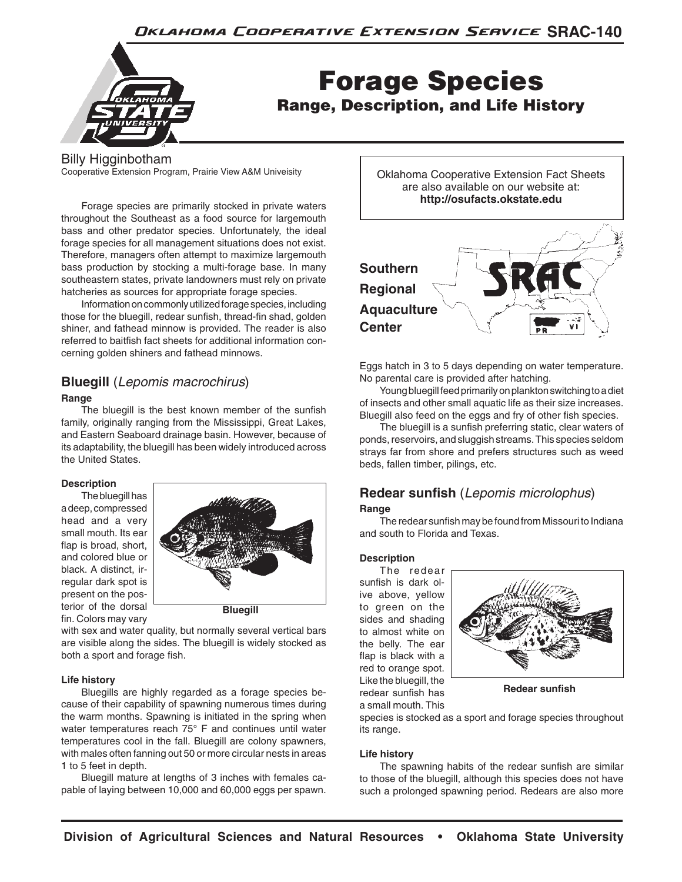# Forage Species

## Range, Description, and Life History

Billy Higginbotham
Cooperative Extension Program, Prairie View A&M Univeisity

Oklahoma Cooperative Extension Fact Sheets are also available on our website at: **http://osufacts.okstate.edu**

**Southern Regional Aquaculture Center**

Forage species are primarily stocked in private waters throughout the Southeast as a food source for largemouth bass and other predator species. Unfortunately, the ideal forage species for all management situations does not exist. Therefore, managers often attempt to maximize largemouth bass production by stocking a multi-forage base. In many southeastern states, private landowners must rely on private hatcheries as sources for appropriate forage species.

Information on commonly utilized forage species, including those for the bluegill, redear sunfish, thread-fin shad, golden shiner, and fathead minnow is provided. The reader is also referred to baitfish fact sheets for additional information concerning golden shiners and fathead minnows.

## Bluegill (*Lepomis macrochirus*)

### Range

The bluegill is the best known member of the sunfish family, originally ranging from the Mississippi, Great Lakes, and Eastern Seaboard drainage basin. However, because of its adaptability, the bluegill has been widely introduced across the United States.

### Description

The bluegill has a deep, compressed head and a very small mouth. Its ear flap is broad, short, and colored blue or black. A distinct, irregular dark spot is present on the posterior of the dorsal fin. Colors may vary with sex and water quality, but normally several vertical bars are visible along the sides. The bluegill is widely stocked as both a sport and forage fish.

**Bluegill**

### Life history

Bluegills are highly regarded as a forage species because of their capability of spawning numerous times during the warm months. Spawning is initiated in the spring when water temperatures reach 75° F and continues until water temperatures cool in the fall. Bluegill are colony spawners, with males often fanning out 50 or more circular nests in areas 1 to 5 feet in depth.

Bluegill mature at lengths of 3 inches with females capable of laying between 10,000 and 60,000 eggs per spawn. Eggs hatch in 3 to 5 days depending on water temperature. No parental care is provided after hatching.

Young bluegill feed primarily on plankton switching to a diet of insects and other small aquatic life as their size increases. Bluegill also feed on the eggs and fry of other fish species.

The bluegill is a sunfish preferring static, clear waters of ponds, reservoirs, and sluggish streams. This species seldom strays far from shore and prefers structures such as weed beds, fallen timber, pilings, etc.

## Redear sunfish (*Lepomis microlophus*)

### Range

The redear sunfish may be found from Missouri to Indiana and south to Florida and Texas.

### Description

The redear sunfish is dark olive above, yellow to green on the sides and shading to almost white on the belly. The ear flap is black with a red to orange spot. Like the bluegill, the redear sunfish has a small mouth. This species is stocked as a sport and forage species throughout its range.

**Redear sunfish**

### Life history

The spawning habits of the redear sunfish are similar to those of the bluegill, although this species does not have such a prolonged spawning period. Redears are also more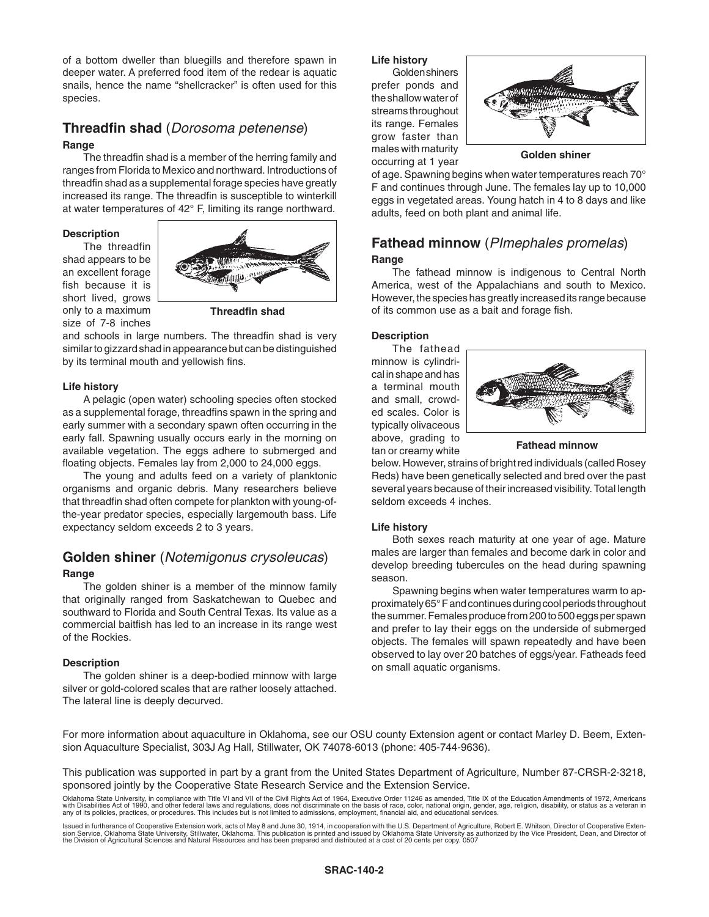of a bottom dweller than bluegills and therefore spawn in deeper water. A preferred food item of the redear is aquatic snails, hence the name "shellcracker" is often used for this species.

## Threadfin shad (*Dorosoma petenense*)

### Range

The threadfin shad is a member of the herring family and ranges from Florida to Mexico and northward. Introductions of threadfin shad as a supplemental forage species have greatly increased its range. The threadfin is susceptible to winterkill at water temperatures of 42° F, limiting its range northward.

### Description

The threadfin shad appears to be an excellent forage fish because it is short lived, grows only to a maximum size of 7-8 inches and schools in large numbers. The threadfin shad is very similar to gizzard shad in appearance but can be distinguished by its terminal mouth and yellowish fins.

**Threadfin shad**

### Life history

A pelagic (open water) schooling species often stocked as a supplemental forage, threadfins spawn in the spring and early summer with a secondary spawn often occurring in the early fall. Spawning usually occurs early in the morning on available vegetation. The eggs adhere to submerged and floating objects. Females lay from 2,000 to 24,000 eggs.

The young and adults feed on a variety of planktonic organisms and organic debris. Many researchers believe that threadfin shad often compete for plankton with young-of-the-year predator species, especially largemouth bass. Life expectancy seldom exceeds 2 to 3 years.

## Golden shiner (*Notemigonus crysoleucas*)

### Range

The golden shiner is a member of the minnow family that originally ranged from Saskatchewan to Quebec and southward to Florida and South Central Texas. Its value as a commercial baitfish has led to an increase in its range west of the Rockies.

### Description

The golden shiner is a deep-bodied minnow with large silver or gold-colored scales that are rather loosely attached. The lateral line is deeply decurved.

### Life history

Golden shiners prefer ponds and the shallow water of streams throughout its range. Females grow faster than males with maturity occurring at 1 year of age. Spawning begins when water temperatures reach 70° F and continues through June. The females lay up to 10,000 eggs in vegetated areas. Young hatch in 4 to 8 days and like adults, feed on both plant and animal life.

**Golden shiner**

## Fathead minnow (*PImephales promelas*)

### Range

The fathead minnow is indigenous to Central North America, west of the Appalachians and south to Mexico. However, the species has greatly increased its range because of its common use as a bait and forage fish.

### Description

The fathead minnow is cylindrical in shape and has a terminal mouth and small, crowded scales. Color is typically olivaceous above, grading to tan or creamy white below. However, strains of bright red individuals (called Rosey Reds) have been genetically selected and bred over the past several years because of their increased visibility. Total length seldom exceeds 4 inches.

**Fathead minnow**

### Life history

Both sexes reach maturity at one year of age. Mature males are larger than females and become dark in color and develop breeding tubercules on the head during spawning season.

Spawning begins when water temperatures warm to approximately 65° F and continues during cool periods throughout the summer. Females produce from 200 to 500 eggs per spawn and prefer to lay their eggs on the underside of submerged objects. The females will spawn repeatedly and have been observed to lay over 20 batches of eggs/year. Fatheads feed on small aquatic organisms.

For more information about aquaculture in Oklahoma, see our OSU county Extension agent or contact Marley D. Beem, Extension Aquaculture Specialist, 303J Ag Hall, Stillwater, OK 74078-6013 (phone: 405-744-9636).

This publication was supported in part by a grant from the United States Department of Agriculture, Number 87-CRSR-2-3218, sponsored jointly by the Cooperative State Research Service and the Extension Service.

Oklahoma State University, in compliance with Title VI and VII of the Civil Rights Act of 1964, Executive Order 11246 as amended, Title IX of the Education Amendments of 1972, Americans with Disabilities Act of 1990, and other federal laws and regulations, does not discriminate on the basis of race, color, national origin, gender, age, religion, disability, or status as a veteran in any of its policies, practices, or procedures. This includes but is not limited to admissions, employment, financial aid, and educational services.

Issued in furtherance of Cooperative Extension work, acts of May 8 and June 30, 1914, in cooperation with the U.S. Department of Agriculture, Robert E. Whitson, Director of Cooperative Extension Service, Oklahoma State University, Stillwater, Oklahoma. This publication is printed and issued by Oklahoma State University as authorized by the Vice President, Dean, and Director of the Division of Agricultural Sciences and Natural Resources and has been prepared and distributed at a cost of 20 cents per copy. 0507